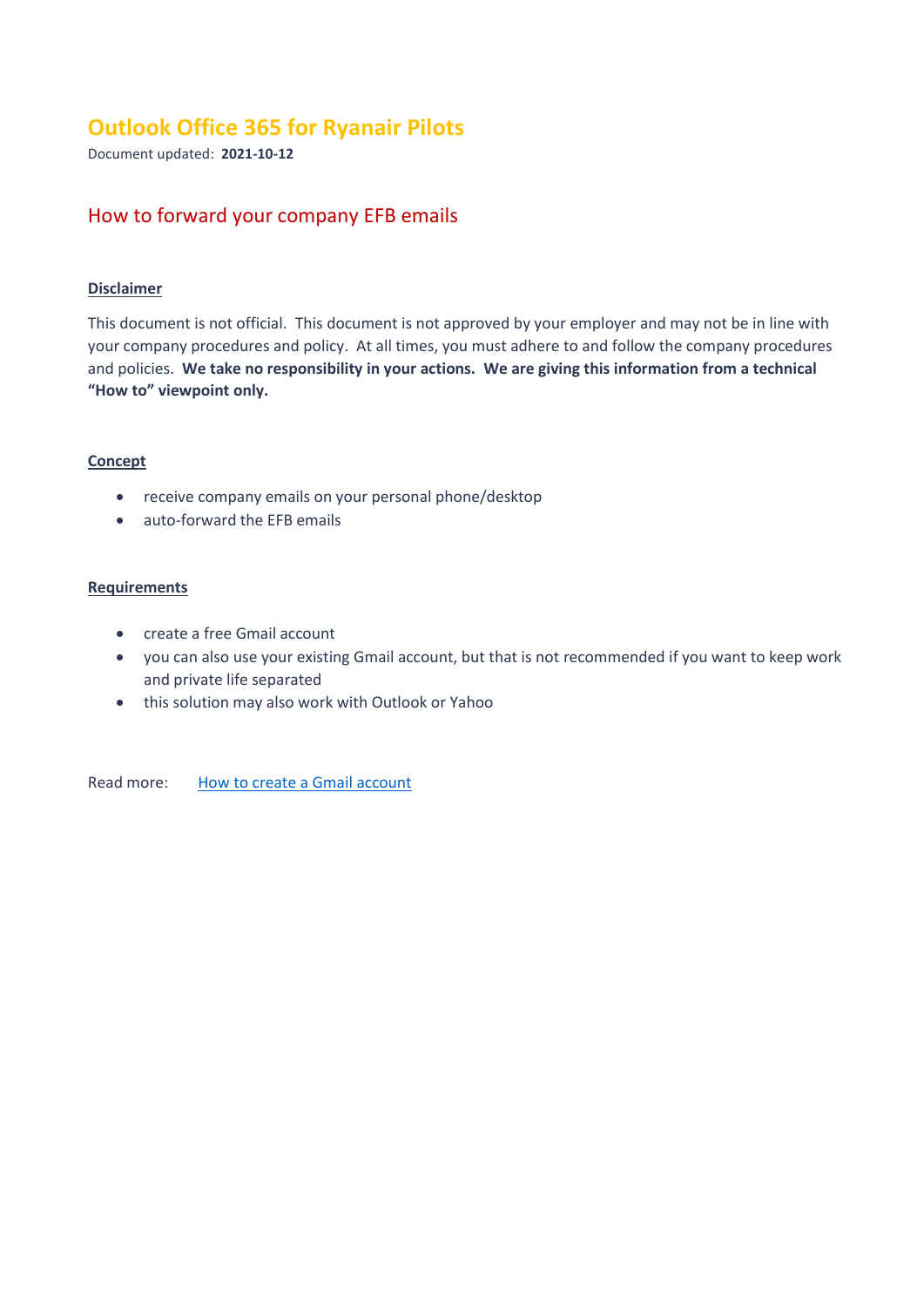# Outlook Office 365 for Ryanair Pilots

Document updated: **2021-10-12**

## How to forward your company EFB emails

### Disclaimer

This document is not official. This document is not approved by your employer and may not be in line with your company procedures and policy. At all times, you must adhere to and follow the company procedures and policies. **We take no responsibility in your actions. We are giving this information from a technical "How to" viewpoint only.**

### Concept

- receive company emails on your personal phone/desktop
- auto-forward the EFB emails

### Requirements

- create a free Gmail account
- you can also use your existing Gmail account, but that is not recommended if you want to keep work and private life separated
- this solution may also work with Outlook or Yahoo

Read more: How to create a Gmail account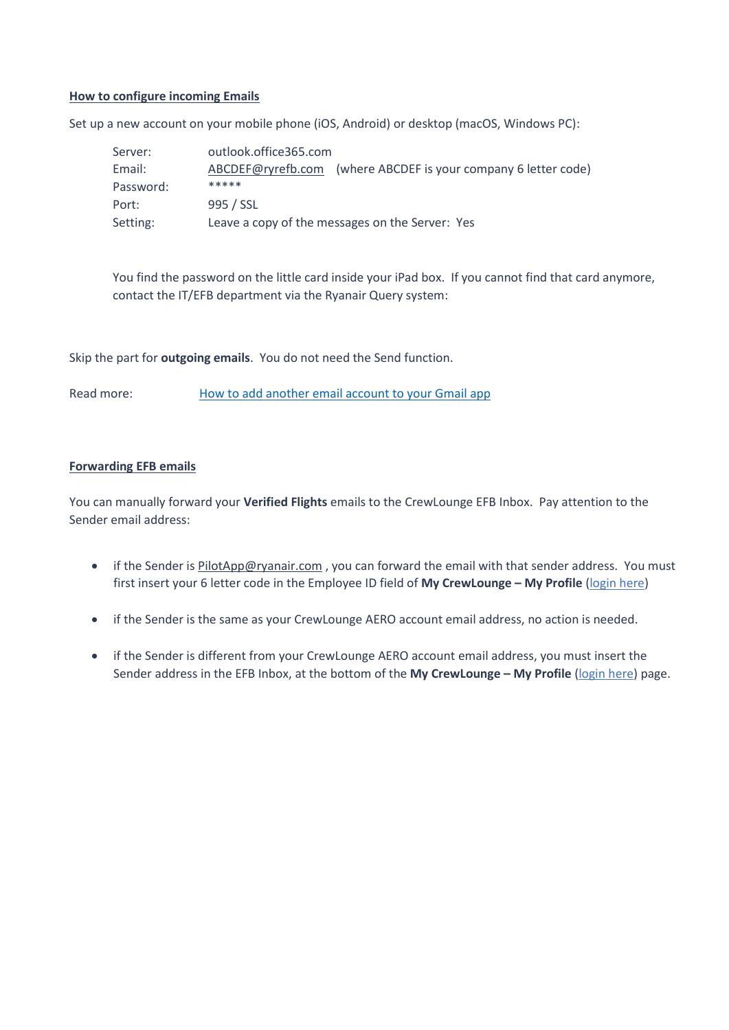**How to configure incoming Emails**

Set up a new account on your mobile phone (iOS, Android) or desktop (macOS, Windows PC):

| | |
|---|---|
| Server: | outlook.office365.com |
| Email: | ABCDEF@ryrefb.com (where ABCDEF is your company 6 letter code) |
| Password: | ***** |
| Port: | 995 / SSL |
| Setting: | Leave a copy of the messages on the Server: Yes |

You find the password on the little card inside your iPad box. If you cannot find that card anymore, contact the IT/EFB department via the Ryanair Query system:

Skip the part for **outgoing emails**. You do not need the Send function.

Read more: How to add another email account to your Gmail app

**Forwarding EFB emails**

You can manually forward your **Verified Flights** emails to the CrewLounge EFB Inbox. Pay attention to the Sender email address:

- if the Sender is PilotApp@ryanair.com , you can forward the email with that sender address. You must first insert your 6 letter code in the Employee ID field of **My CrewLounge – My Profile** (login here)
- if the Sender is the same as your CrewLounge AERO account email address, no action is needed.
- if the Sender is different from your CrewLounge AERO account email address, you must insert the Sender address in the EFB Inbox, at the bottom of the **My CrewLounge – My Profile** (login here) page.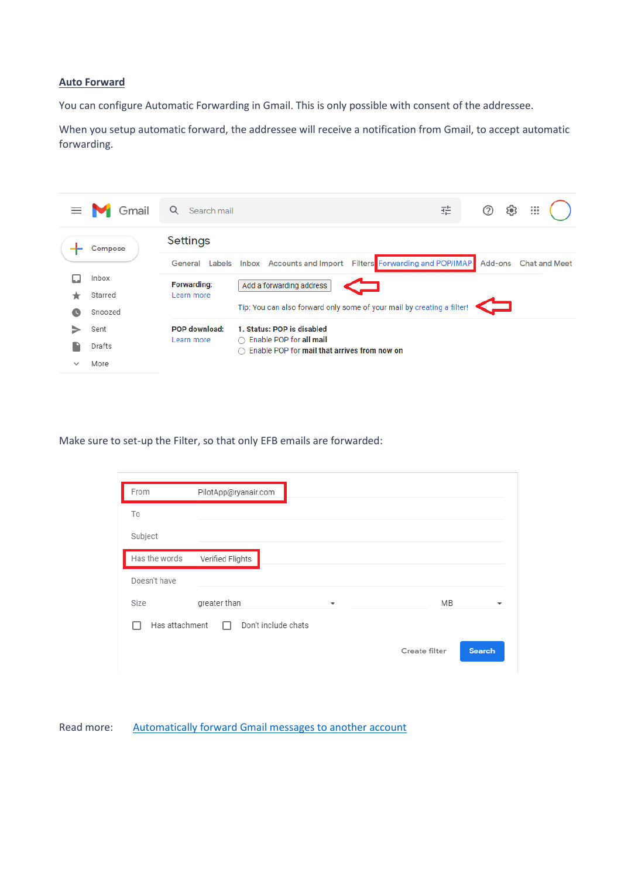**Auto Forward**

You can configure Automatic Forwarding in Gmail. This is only possible with consent of the addressee.

When you setup automatic forward, the addressee will receive a notification from Gmail, to accept automatic forwarding.

Gmail

Search mail

Compose

Inbox

Starred

Snoozed

Sent

Drafts

More

Settings

General Labels Inbox Accounts and Import Filters Forwarding and POP/IMAP Add-ons Chat and Meet

Forwarding:
Learn more

Add a forwarding address

Tip: You can also forward only some of your mail by creating a filter!

POP download:
Learn more

1. Status: POP is disabled
Enable POP for **all mail**
Enable POP for **mail that arrives from now on**

Make sure to set-up the Filter, so that only EFB emails are forwarded:

From PilotApp@ryanair.com

To

Subject

Has the words Verified Flights

Doesn't have

Size greater than MB

Has attachment Don't include chats

Create filter Search

Read more: [Automatically forward Gmail messages to another account]()